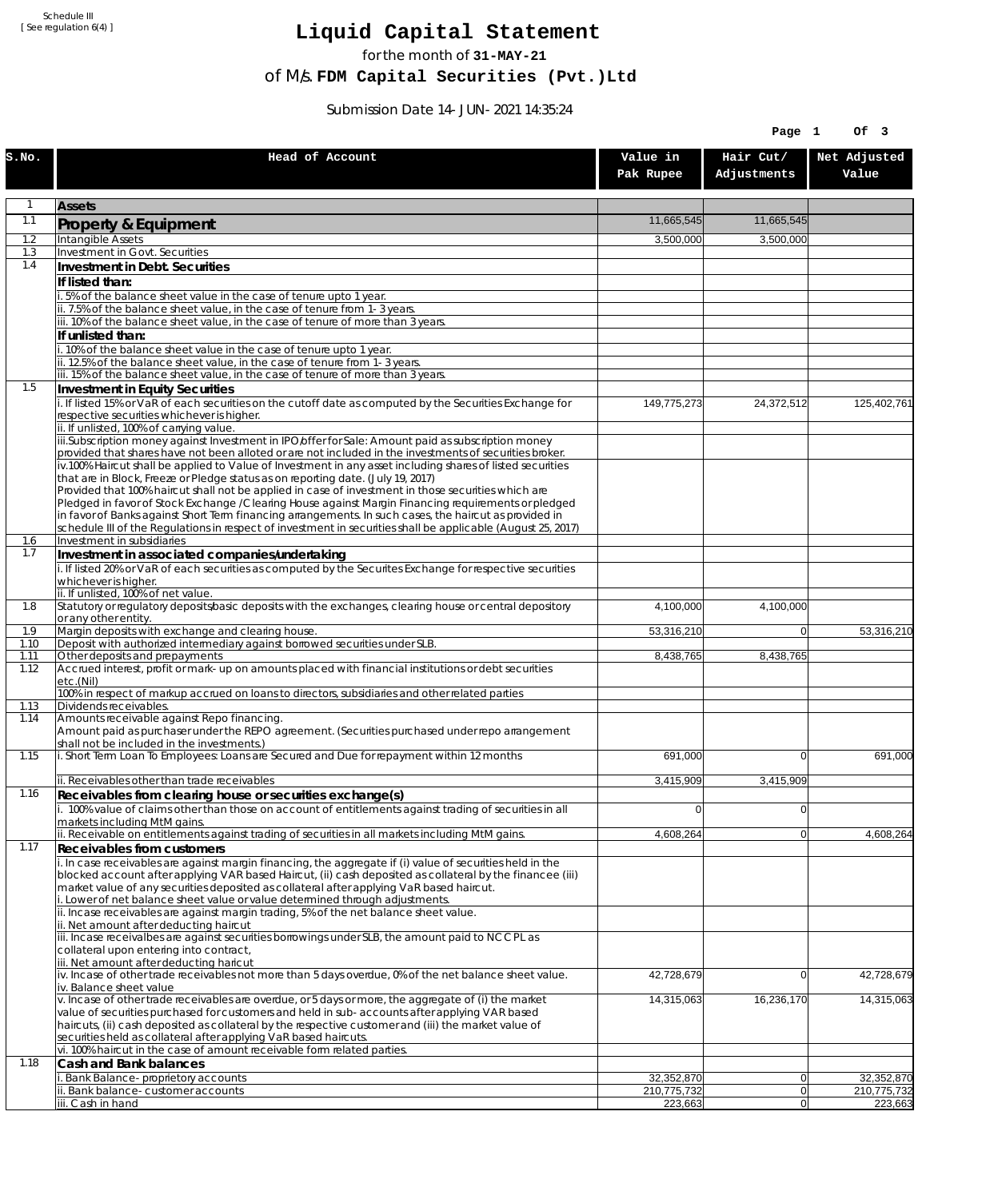Schedule III
[ See regulation 6(4) ]

# Liquid Capital Statement

for the month of **31-MAY-21**

of M/s. **FDM Capital Securities (Pvt.)Ltd**

Submission Date 14-JUN-2021 14:35:24

| S.No. | Head of Account | Value in Pak Rupee | Hair Cut/ Adjustments | Net Adjusted Value |
|---|---|---|---|---|
| 1 | **Assets** | | | |
| 1.1 | **Property & Equipment** | 11,665,545 | 11,665,545 | |
| 1.2 | Intangible Assets | 3,500,000 | 3,500,000 | |
| 1.3 | Investment in Govt. Securities | | | |
| 1.4 | **Investment in Debt. Securities** | | | |
| | **If listed than:** | | | |
| | i. 5% of the balance sheet value in the case of tenure upto 1 year. | | | |
| | ii. 7.5% of the balance sheet value, in the case of tenure from 1-3 years. | | | |
| | iii. 10% of the balance sheet value, in the case of tenure of more than 3 years. | | | |
| | **If unlisted than:** | | | |
| | i. 10% of the balance sheet value in the case of tenure upto 1 year. | | | |
| | ii. 12.5% of the balance sheet value, in the case of tenure from 1-3 years. | | | |
| | iii. 15% of the balance sheet value, in the case of tenure of more than 3 years. | | | |
| 1.5 | **Investment in Equity Securities** | | | |
| | i. If listed 15% or VaR of each securities on the cutoff date as computed by the Securities Exchange for respective securities whichever is higher. | 149,775,273 | 24,372,512 | 125,402,761 |
| | ii. If unlisted, 100% of carrying value. | | | |
| | iii.Subscription money against Investment in IPO/offer for Sale: Amount paid as subscription money provided that shares have not been alloted or are not included in the investments of securities broker. | | | |
| | iv.100% Haircut shall be applied to Value of Investment in any asset including shares of listed securities that are in Block, Freeze or Pledge status as on reporting date. (July 19, 2017) Provided that 100% haircut shall not be applied in case of investment in those securities which are Pledged in favor of Stock Exchange / Clearing House against Margin Financing requirements or pledged in favor of Banks against Short Term financing arrangements. In such cases, the haircut as provided in schedule III of the Regulations in respect of investment in securities shall be applicable (August 25, 2017) | | | |
| 1.6 | Investment in subsidiaries | | | |
| 1.7 | **Investment in associated companies/undertaking** | | | |
| | i. If listed 20% or VaR of each securities as computed by the Securites Exchange for respective securities whichever is higher. | | | |
| | ii. If unlisted, 100% of net value. | | | |
| 1.8 | Statutory or regulatory deposits/basic deposits with the exchanges, clearing house or central depository or any other entity. | 4,100,000 | 4,100,000 | |
| 1.9 | Margin deposits with exchange and clearing house. | 53,316,210 | 0 | 53,316,210 |
| 1.10 | Deposit with authorized intermediary against borrowed securities under SLB. | | | |
| 1.11 | Other deposits and prepayments | 8,438,765 | 8,438,765 | |
| 1.12 | Accrued interest, profit or mark-up on amounts placed with financial institutions or debt securities etc.(Nil) | | | |
| | 100% in respect of markup accrued on loans to directors, subsidiaries and other related parties | | | |
| 1.13 | Dividends receivables. | | | |
| 1.14 | Amounts receivable against Repo financing. Amount paid as purchaser under the REPO agreement. (Securities purchased under repo arrangement shall not be included in the investments.) | | | |
| 1.15 | i. Short Term Loan To Employees: Loans are Secured and Due for repayment within 12 months | 691,000 | 0 | 691,000 |
| | ii. Receivables other than trade receivables | 3,415,909 | 3,415,909 | |
| 1.16 | **Receivables from clearing house or securities exchange(s)** | | | |
| | i. 100% value of claims other than those on account of entitlements against trading of securities in all markets including MtM gains. | 0 | 0 | |
| | ii. Receivable on entitlements against trading of securities in all markets including MtM gains. | 4,608,264 | 0 | 4,608,264 |
| 1.17 | **Receivables from customers** | | | |
| | i. In case receivables are against margin financing, the aggregate if (i) value of securities held in the blocked account after applying VAR based Haircut, (ii) cash deposited as collateral by the financee (iii) market value of any securities deposited as collateral after applying VaR based haircut. i. Lower of net balance sheet value or value determined through adjustments. | | | |
| | ii. Incase receivables are against margin trading, 5% of the net balance sheet value. ii. Net amount after deducting haircut | | | |
| | iii. Incase receivalbes are against securities borrowings under SLB, the amount paid to NCCPL as collateral upon entering into contract, iii. Net amount after deducting haricut | | | |
| | iv. Incase of other trade receivables not more than 5 days overdue, 0% of the net balance sheet value. iv. Balance sheet value | 42,728,679 | 0 | 42,728,679 |
| | v. Incase of other trade receivables are overdue, or 5 days or more, the aggregate of (i) the market value of securities purchased for customers and held in sub-accounts after applying VAR based haircuts, (ii) cash deposited as collateral by the respective customer and (iii) the market value of securities held as collateral after applying VaR based haircuts. | 14,315,063 | 16,236,170 | 14,315,063 |
| | vi. 100% haircut in the case of amount receivable form related parties. | | | |
| 1.18 | **Cash and Bank balances** | | | |
| | i. Bank Balance-proprietory accounts | 32,352,870 | 0 | 32,352,870 |
| | ii. Bank balance-customer accounts | 210,775,732 | 0 | 210,775,732 |
| | iii. Cash in hand | 223,663 | 0 | 223,663 |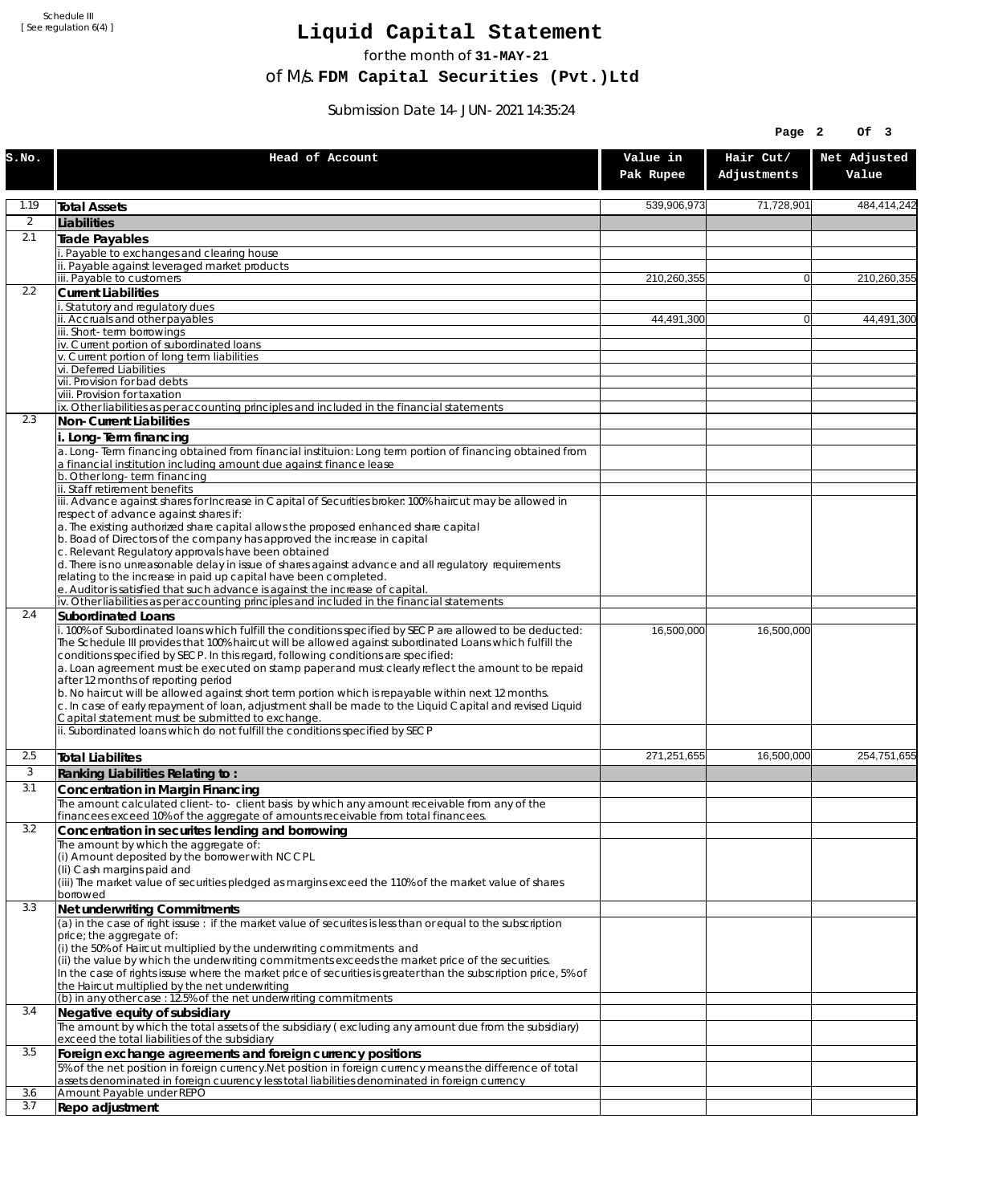Schedule III
[ See regulation 6(4) ]

# Liquid Capital Statement

for the month of **31-MAY-21**

of M/s. **FDM Capital Securities (Pvt.)Ltd**

Submission Date 14-JUN-2021 14:35:24

| S.No. | Head of Account | Value in Pak Rupee | Hair Cut/ Adjustments | Net Adjusted Value |
|---|---|---|---|---|
| 1.19 | **Total Assets** | 539,906,973 | 71,728,901 | 484,414,242 |
| 2 | **Liabilities** | | | |
| 2.1 | **Trade Payables** | | | |
| | i. Payable to exchanges and clearing house | | | |
| | ii. Payable against leveraged market products | | | |
| | iii. Payable to customers | 210,260,355 | 0 | 210,260,355 |
| 2.2 | **Current Liabilities** | | | |
| | i. Statutory and regulatory dues | | | |
| | ii. Accruals and other payables | 44,491,300 | 0 | 44,491,300 |
| | iii. Short-term borrowings | | | |
| | iv. Current portion of subordinated loans | | | |
| | v. Current portion of long term liabilities | | | |
| | vi. Deferred Liabilities | | | |
| | vii. Provision for bad debts | | | |
| | viii. Provision for taxation | | | |
| | ix. Other liabilities as per accounting principles and included in the financial statements | | | |
| 2.3 | **Non-Current Liabilities** | | | |
| | **i. Long-Term financing** | | | |
| | a. Long-Term financing obtained from financial instituion: Long term portion of financing obtained from a financial institution including amount due against finance lease | | | |
| | b. Other long-term financing | | | |
| | ii. Staff retirement benefits | | | |
| | iii. Advance against shares for Increase in Capital of Securities broker: 100% haircut may be allowed in respect of advance against shares if:<br>a. The existing authorized share capital allows the proposed enhanced share capital<br>b. Boad of Directors of the company has approved the increase in capital<br>c. Relevant Regulatory approvals have been obtained<br>d. There is no unreasonable delay in issue of shares against advance and all regulatory requirements relating to the increase in paid up capital have been completed.<br>e. Auditor is satisfied that such advance is against the increase of capital. | | | |
| | iv. Other liabilities as per accounting principles and included in the financial statements | | | |
| 2.4 | **Subordinated Loans** | | | |
| | i. 100% of Subordinated loans which fulfill the conditions specified by SECP are allowed to be deducted:<br>The Schedule III provides that 100% haircut will be allowed against subordinated Loans which fulfill the conditions specified by SECP. In this regard, following conditions are specified:<br>a. Loan agreement must be executed on stamp paper and must clearly reflect the amount to be repaid after 12 months of reporting period<br>b. No haircut will be allowed against short term portion which is repayable within next 12 months.<br>c. In case of early repayment of loan, adjustment shall be made to the Liquid Capital and revised Liquid Capital statement must be submitted to exchange. | 16,500,000 | 16,500,000 | |
| | ii. Subordinated loans which do not fulfill the conditions specified by SECP | | | |
| 2.5 | **Total Liabilites** | 271,251,655 | 16,500,000 | 254,751,655 |
| 3 | **Ranking Liabilities Relating to :** | | | |
| 3.1 | **Concentration in Margin Financing** | | | |
| | The amount calculated client-to- client basis by which any amount receivable from any of the financees exceed 10% of the aggregate of amounts receivable from total financees. | | | |
| 3.2 | **Concentration in securites lending and borrowing** | | | |
| | The amount by which the aggregate of:<br>(i) Amount deposited by the borrower with NCCPL<br>(Ii) Cash margins paid and<br>(iii) The market value of securities pledged as margins exceed the 110% of the market value of shares borrowed | | | |
| 3.3 | **Net underwriting Commitments** | | | |
| | (a) in the case of right issuse : if the market value of securites is less than or equal to the subscription price; the aggregate of:<br>(i) the 50% of Haircut multiplied by the underwriting commitments and<br>(ii) the value by which the underwriting commitments exceeds the market price of the securities.<br>In the case of rights issuse where the market price of securities is greater than the subscription price, 5% of the Haircut multiplied by the net underwriting | | | |
| | (b) in any other case : 12.5% of the net underwriting commitments | | | |
| 3.4 | **Negative equity of subsidiary** | | | |
| | The amount by which the total assets of the subsidiary ( excluding any amount due from the subsidiary) exceed the total liabilities of the subsidiary | | | |
| 3.5 | **Foreign exchange agreements and foreign currency positions** | | | |
| | 5% of the net position in foreign currency.Net position in foreign currency means the difference of total assets denominated in foreign cuurency less total liabilities denominated in foreign currency | | | |
| 3.6 | Amount Payable under REPO | | | |
| 3.7 | **Repo adjustment** | | | |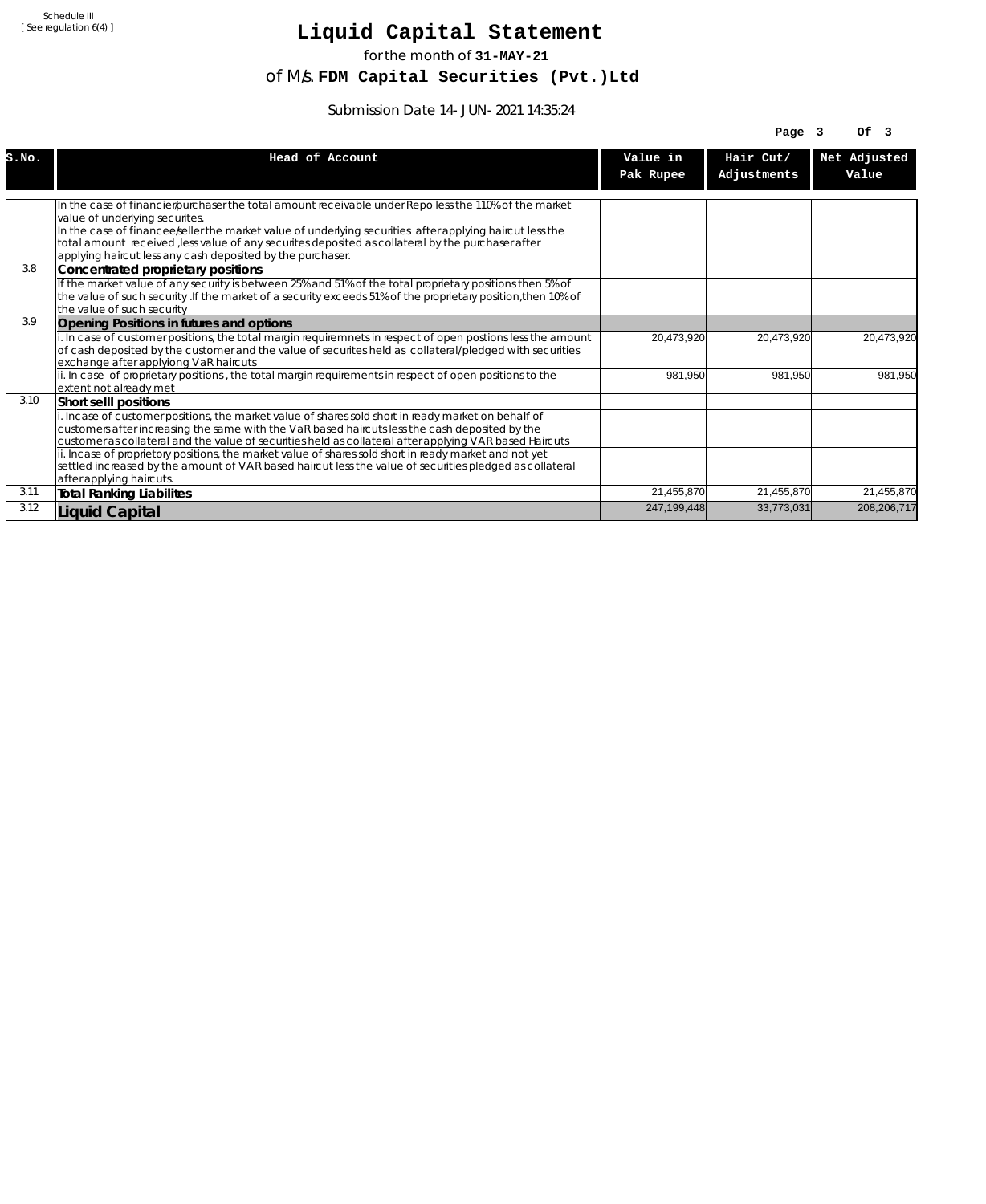Schedule III
[ See regulation 6(4) ]

# Liquid Capital Statement

for the month of **31-MAY-21**

of M/s. **FDM Capital Securities (Pvt.)Ltd**

Submission Date 14-JUN-2021 14:35:24

| S.No. | Head of Account | Value in Pak Rupee | Hair Cut/ Adjustments | Net Adjusted Value |
|---|---|---|---|---|
| | In the case of financier/purchaser the total amount receivable under Repo less the 110% of the market value of underlying securites.<br>In the case of financee/seller the market value of underlying securities after applying haircut less the total amount received ,less value of any securites deposited as collateral by the purchaser after applying haircut less any cash deposited by the purchaser. | | | |
| 3.8 | **Concentrated proprietary positions** | | | |
| | If the market value of any security is between 25% and 51% of the total proprietary positions then 5% of the value of such security .If the market of a security exceeds 51% of the proprietary position,then 10% of the value of such security | | | |
| 3.9 | **Opening Positions in futures and options** | | | |
| | i. In case of customer positions, the total margin requiremnets in respect of open postions less the amount of cash deposited by the customer and the value of securites held as collateral/pledged with securities exchange after applyiong VaR haircuts | 20,473,920 | 20,473,920 | 20,473,920 |
| | ii. In case of proprietary positions , the total margin requirements in respect of open positions to the extent not already met | 981,950 | 981,950 | 981,950 |
| 3.10 | **Short selll positions** | | | |
| | i. Incase of customer positions, the market value of shares sold short in ready market on behalf of customers after increasing the same with the VaR based haircuts less the cash deposited by the customer as collateral and the value of securities held as collateral after applying VAR based Haircuts | | | |
| | ii. Incase of proprietory positions, the market value of shares sold short in ready market and not yet settled increased by the amount of VAR based haircut less the value of securities pledged as collateral after applying haircuts. | | | |
| 3.11 | **Total Ranking Liabilites** | 21,455,870 | 21,455,870 | 21,455,870 |
| 3.12 | **Liquid Capital** | 247,199,448 | 33,773,031 | 208,206,717 |